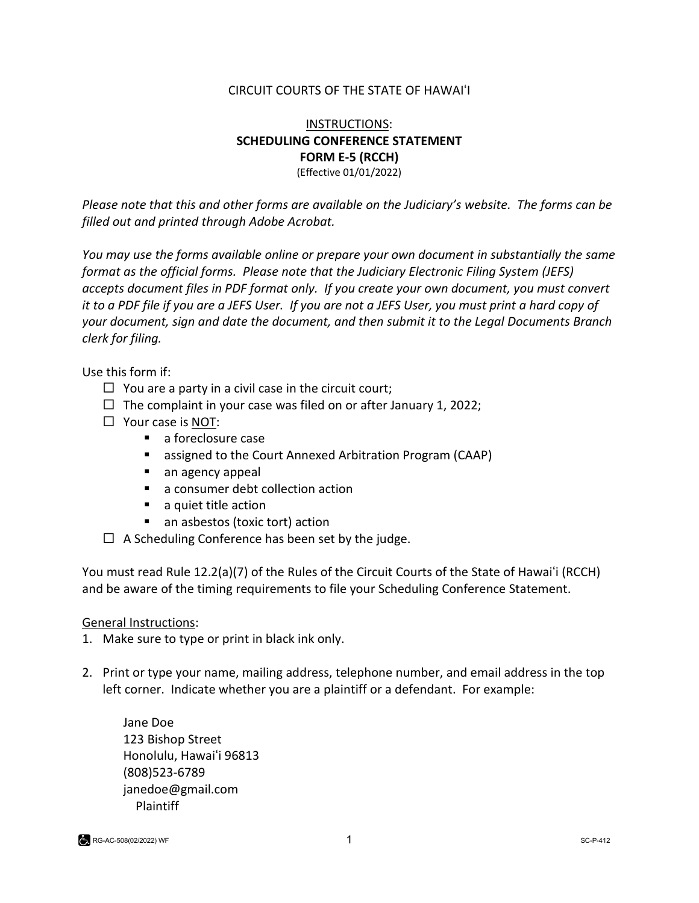CIRCUIT COURTS OF THE STATE OF HAWAIʻI

# INSTRUCTIONS:
## SCHEDULING CONFERENCE STATEMENT
## FORM E-5 (RCCH)

(Effective 01/01/2022)

*Please note that this and other forms are available on the Judiciary's website. The forms can be filled out and printed through Adobe Acrobat.*

*You may use the forms available online or prepare your own document in substantially the same format as the official forms. Please note that the Judiciary Electronic Filing System (JEFS) accepts document files in PDF format only. If you create your own document, you must convert it to a PDF file if you are a JEFS User. If you are not a JEFS User, you must print a hard copy of your document, sign and date the document, and then submit it to the Legal Documents Branch clerk for filing.*

Use this form if:

- ☐ You are a party in a civil case in the circuit court;
- ☐ The complaint in your case was filed on or after January 1, 2022;
- ☐ Your case is NOT:
  - a foreclosure case
  - assigned to the Court Annexed Arbitration Program (CAAP)
  - an agency appeal
  - a consumer debt collection action
  - a quiet title action
  - an asbestos (toxic tort) action
- ☐ A Scheduling Conference has been set by the judge.

You must read Rule 12.2(a)(7) of the Rules of the Circuit Courts of the State of Hawaiʻi (RCCH) and be aware of the timing requirements to file your Scheduling Conference Statement.

General Instructions:

1. Make sure to type or print in black ink only.

2. Print or type your name, mailing address, telephone number, and email address in the top left corner. Indicate whether you are a plaintiff or a defendant. For example:

   Jane Doe
   123 Bishop Street
   Honolulu, Hawaiʻi 96813
   (808)523-6789
   janedoe@gmail.com
   Plaintiff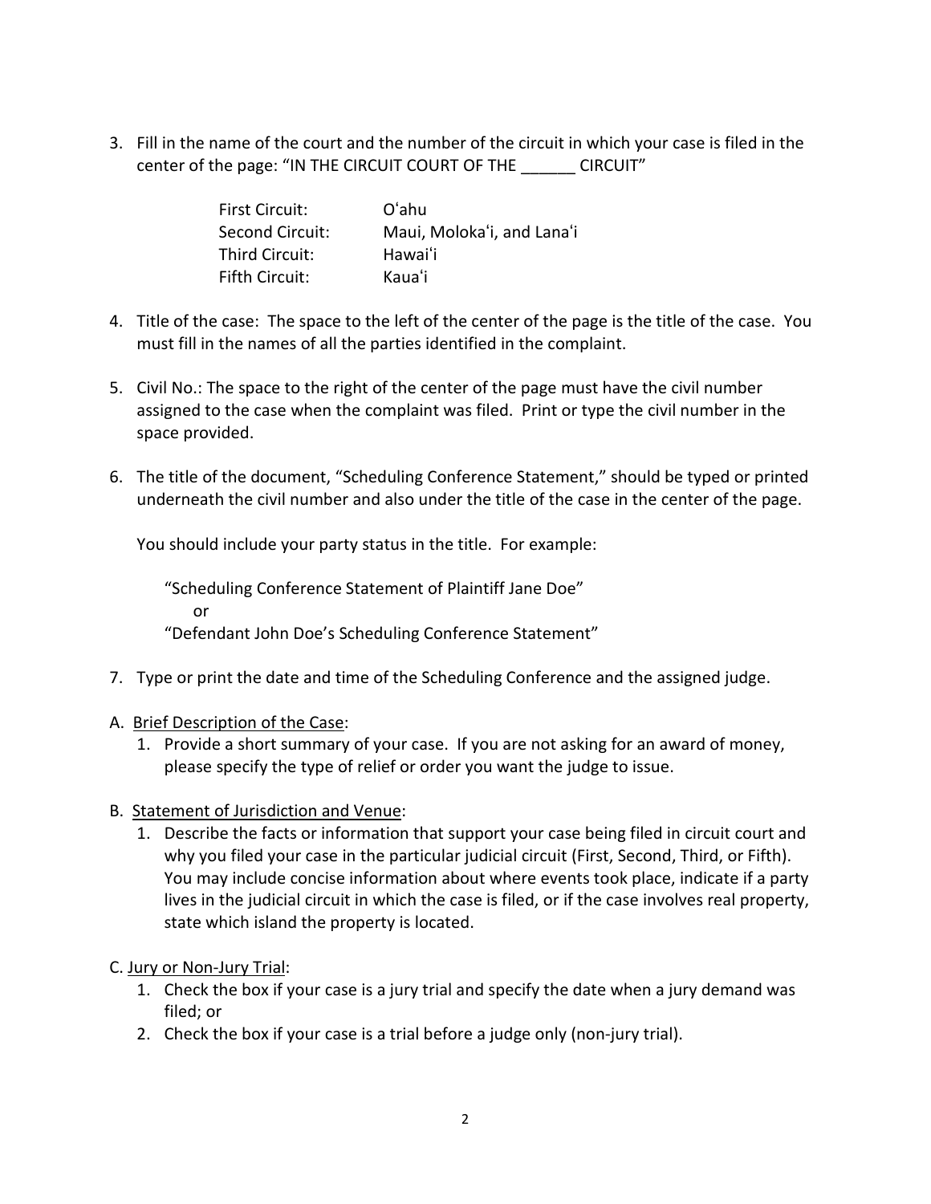3. Fill in the name of the court and the number of the circuit in which your case is filed in the center of the page: "IN THE CIRCUIT COURT OF THE ______ CIRCUIT"

| | |
|---|---|
| First Circuit: | Oʻahu |
| Second Circuit: | Maui, Molokaʻi, and Lanaʻi |
| Third Circuit: | Hawaiʻi |
| Fifth Circuit: | Kauaʻi |

4. Title of the case: The space to the left of the center of the page is the title of the case. You must fill in the names of all the parties identified in the complaint.

5. Civil No.: The space to the right of the center of the page must have the civil number assigned to the case when the complaint was filed. Print or type the civil number in the space provided.

6. The title of the document, "Scheduling Conference Statement," should be typed or printed underneath the civil number and also under the title of the case in the center of the page.

   You should include your party status in the title. For example:

   "Scheduling Conference Statement of Plaintiff Jane Doe"
   or
   "Defendant John Doe's Scheduling Conference Statement"

7. Type or print the date and time of the Scheduling Conference and the assigned judge.

A. <u>Brief Description of the Case</u>:
   1. Provide a short summary of your case. If you are not asking for an award of money, please specify the type of relief or order you want the judge to issue.

B. <u>Statement of Jurisdiction and Venue</u>:
   1. Describe the facts or information that support your case being filed in circuit court and why you filed your case in the particular judicial circuit (First, Second, Third, or Fifth). You may include concise information about where events took place, indicate if a party lives in the judicial circuit in which the case is filed, or if the case involves real property, state which island the property is located.

C. <u>Jury or Non-Jury Trial</u>:
   1. Check the box if your case is a jury trial and specify the date when a jury demand was filed; or
   2. Check the box if your case is a trial before a judge only (non-jury trial).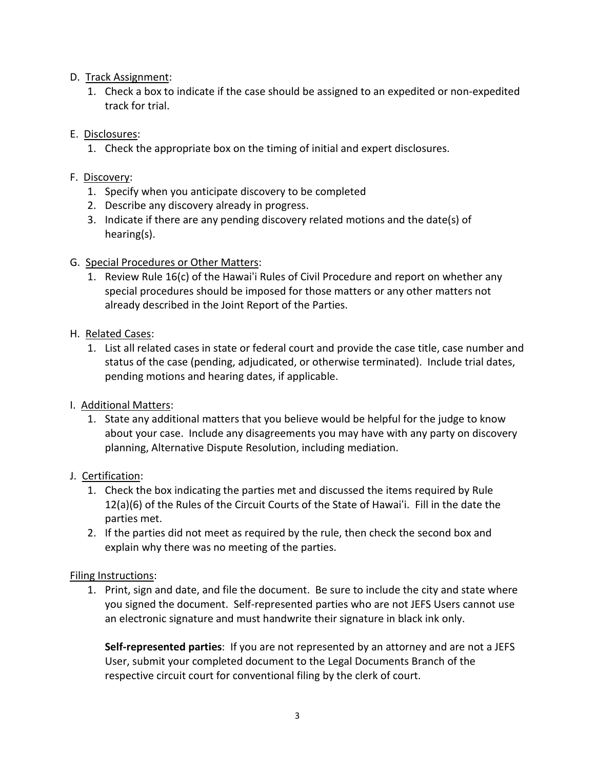D. Track Assignment:

1. Check a box to indicate if the case should be assigned to an expedited or non-expedited track for trial.

E. Disclosures:

1. Check the appropriate box on the timing of initial and expert disclosures.

F. Discovery:

1. Specify when you anticipate discovery to be completed
2. Describe any discovery already in progress.
3. Indicate if there are any pending discovery related motions and the date(s) of hearing(s).

G. Special Procedures or Other Matters:

1. Review Rule 16(c) of the Hawaiʻi Rules of Civil Procedure and report on whether any special procedures should be imposed for those matters or any other matters not already described in the Joint Report of the Parties.

H. Related Cases:

1. List all related cases in state or federal court and provide the case title, case number and status of the case (pending, adjudicated, or otherwise terminated). Include trial dates, pending motions and hearing dates, if applicable.

I. Additional Matters:

1. State any additional matters that you believe would be helpful for the judge to know about your case. Include any disagreements you may have with any party on discovery planning, Alternative Dispute Resolution, including mediation.

J. Certification:

1. Check the box indicating the parties met and discussed the items required by Rule 12(a)(6) of the Rules of the Circuit Courts of the State of Hawaiʻi. Fill in the date the parties met.
2. If the parties did not meet as required by the rule, then check the second box and explain why there was no meeting of the parties.

Filing Instructions:

1. Print, sign and date, and file the document. Be sure to include the city and state where you signed the document. Self-represented parties who are not JEFS Users cannot use an electronic signature and must handwrite their signature in black ink only.

   **Self-represented parties**: If you are not represented by an attorney and are not a JEFS User, submit your completed document to the Legal Documents Branch of the respective circuit court for conventional filing by the clerk of court.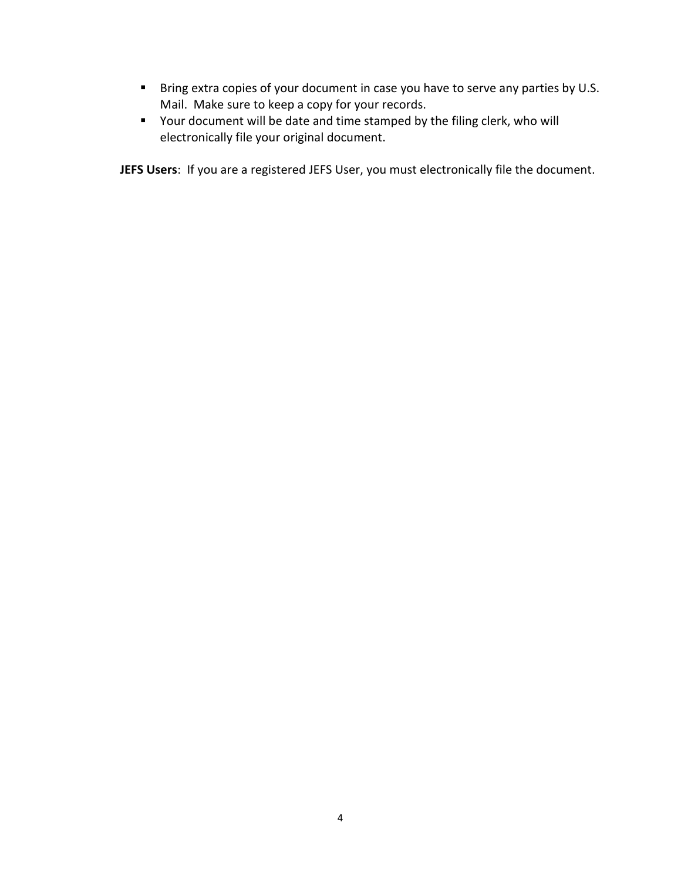- Bring extra copies of your document in case you have to serve any parties by U.S. Mail.  Make sure to keep a copy for your records.
- Your document will be date and time stamped by the filing clerk, who will electronically file your original document.

**JEFS Users**:  If you are a registered JEFS User, you must electronically file the document.